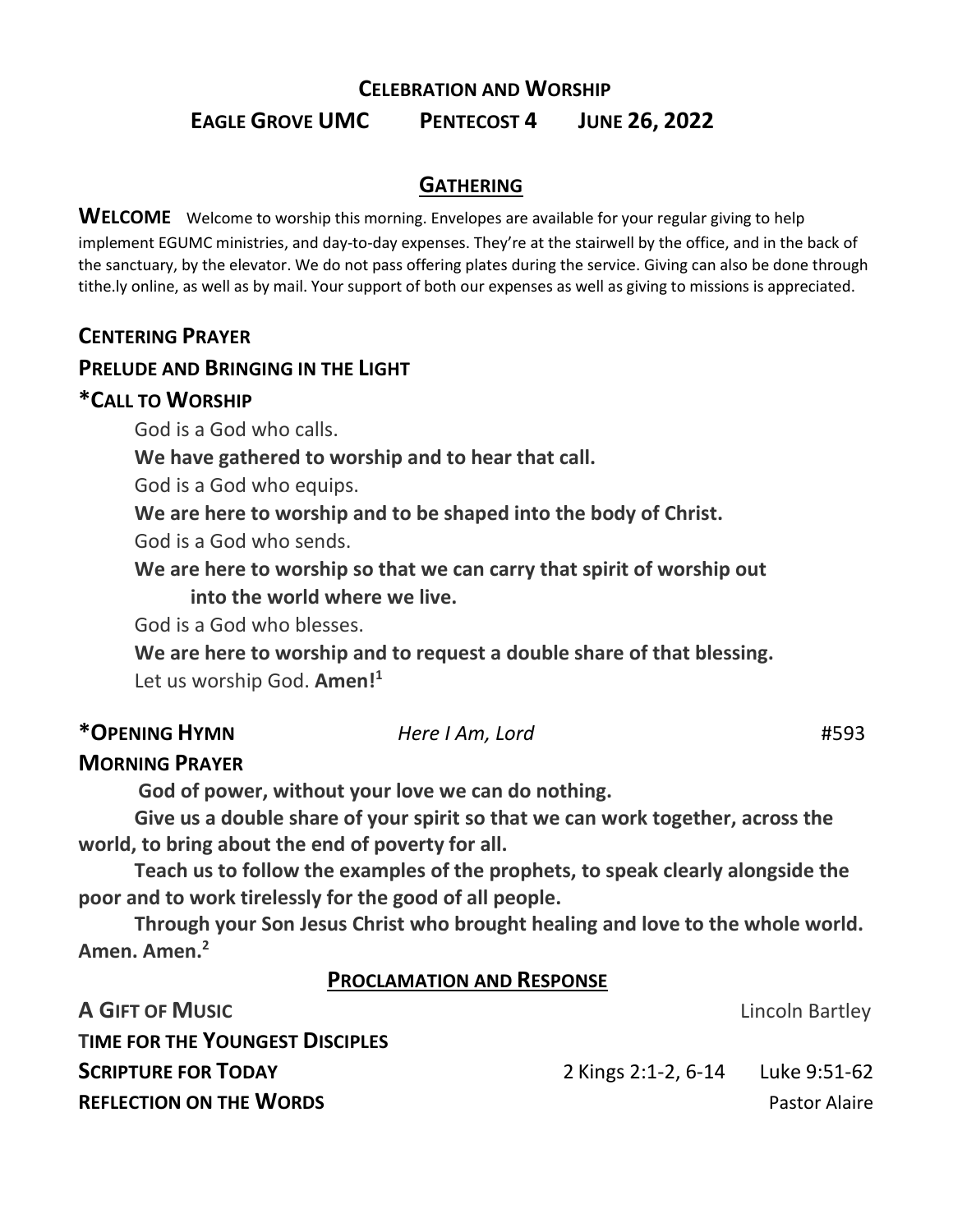# CELEBRATION AND WORSHIP

## EAGLE GROVE UMC    PENTECOST 4    JUNE 26, 2022

## GATHERING

**WELCOME** Welcome to worship this morning. Envelopes are available for your regular giving to help implement EGUMC ministries, and day-to-day expenses. They're at the stairwell by the office, and in the back of the sanctuary, by the elevator. We do not pass offering plates during the service. Giving can also be done through tithe.ly online, as well as by mail. Your support of both our expenses as well as giving to missions is appreciated.

**CENTERING PRAYER**

**PRELUDE AND BRINGING IN THE LIGHT**

***CALL TO WORSHIP**

God is a God who calls.
**We have gathered to worship and to hear that call.**
God is a God who equips.
**We are here to worship and to be shaped into the body of Christ.**
God is a God who sends.
**We are here to worship so that we can carry that spirit of worship out into the world where we live.**
God is a God who blesses.
**We are here to worship and to request a double share of that blessing.**
Let us worship God. **Amen!**[1]

***OPENING HYMN** *Here I Am, Lord* #593

**MORNING PRAYER**

**God of power, without your love we can do nothing.**

**Give us a double share of your spirit so that we can work together, across the world, to bring about the end of poverty for all.**

**Teach us to follow the examples of the prophets, to speak clearly alongside the poor and to work tirelessly for the good of all people.**

**Through your Son Jesus Christ who brought healing and love to the whole world. Amen. Amen.**[2]

## PROCLAMATION AND RESPONSE

**A GIFT OF MUSIC** Lincoln Bartley

**TIME FOR THE YOUNGEST DISCIPLES**

**SCRIPTURE FOR TODAY** 2 Kings 2:1-2, 6-14 Luke 9:51-62

**REFLECTION ON THE WORDS** Pastor Alaire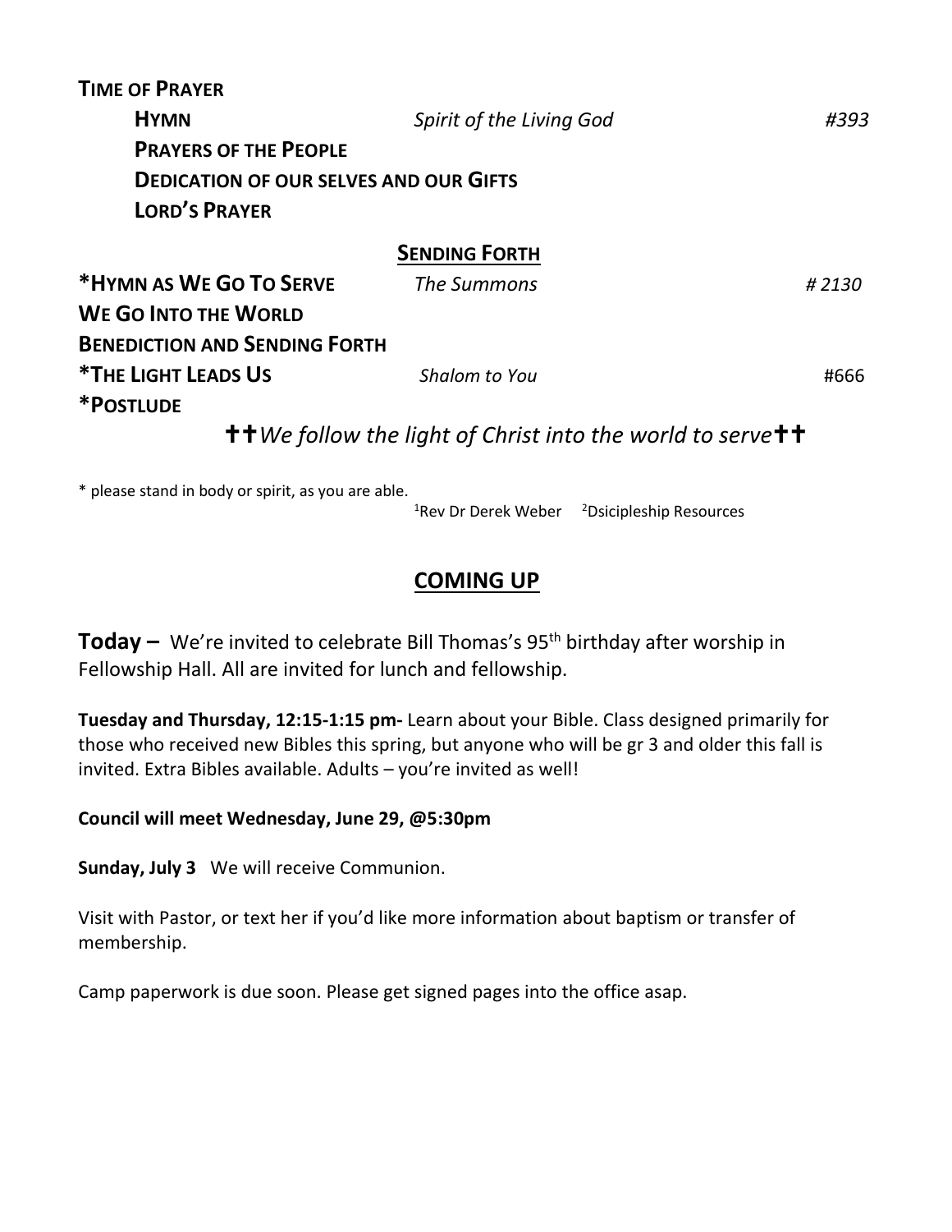**TIME OF PRAYER**

**HYMN** *Spirit of the Living God* *#393*

**PRAYERS OF THE PEOPLE**

**DEDICATION OF OUR SELVES AND OUR GIFTS**

**LORD'S PRAYER**

**SENDING FORTH**

***HYMN AS WE GO TO SERVE** *The Summons* *# 2130*

**WE GO INTO THE WORLD**

**BENEDICTION AND SENDING FORTH**

***THE LIGHT LEADS US** *Shalom to You* #666

***POSTLUDE**

✝✝*We follow the light of Christ into the world to serve*✝✝

* please stand in body or spirit, as you are able.

[1]Rev Dr Derek Weber [2]Dsicipleship Resources

## COMING UP

**Today –** We're invited to celebrate Bill Thomas's 95th birthday after worship in Fellowship Hall. All are invited for lunch and fellowship.

**Tuesday and Thursday, 12:15-1:15 pm-** Learn about your Bible. Class designed primarily for those who received new Bibles this spring, but anyone who will be gr 3 and older this fall is invited. Extra Bibles available. Adults – you're invited as well!

**Council will meet Wednesday, June 29, @5:30pm**

**Sunday, July 3** We will receive Communion.

Visit with Pastor, or text her if you'd like more information about baptism or transfer of membership.

Camp paperwork is due soon. Please get signed pages into the office asap.